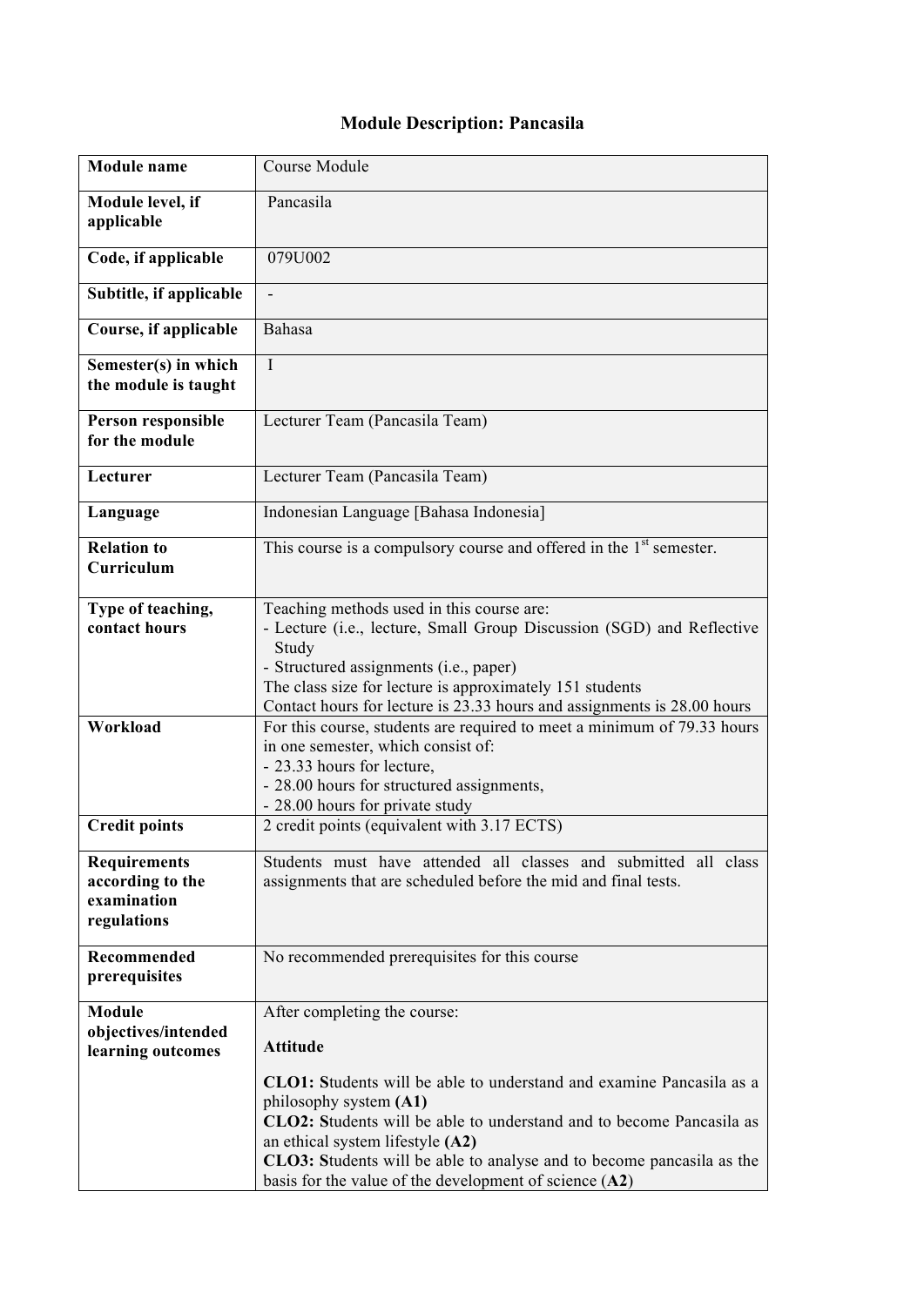# Module Description: Pancasila

| | |
|---|---|
| **Module name** | Course Module |
| **Module level, if applicable** | Pancasila |
| **Code, if applicable** | 079U002 |
| **Subtitle, if applicable** | - |
| **Course, if applicable** | Bahasa |
| **Semester(s) in which the module is taught** | I |
| **Person responsible for the module** | Lecturer Team (Pancasila Team) |
| **Lecturer** | Lecturer Team (Pancasila Team) |
| **Language** | Indonesian Language [Bahasa Indonesia] |
| **Relation to Curriculum** | This course is a compulsory course and offered in the 1st semester. |
| **Type of teaching, contact hours** | Teaching methods used in this course are:<br>- Lecture (i.e., lecture, Small Group Discussion (SGD) and Reflective Study<br>- Structured assignments (i.e., paper)<br>The class size for lecture is approximately 151 students<br>Contact hours for lecture is 23.33 hours and assignments is 28.00 hours |
| **Workload** | For this course, students are required to meet a minimum of 79.33 hours in one semester, which consist of:<br>- 23.33 hours for lecture,<br>- 28.00 hours for structured assignments,<br>- 28.00 hours for private study |
| **Credit points** | 2 credit points (equivalent with 3.17 ECTS) |
| **Requirements according to the examination regulations** | Students must have attended all classes and submitted all class assignments that are scheduled before the mid and final tests. |
| **Recommended prerequisites** | No recommended prerequisites for this course |
| **Module objectives/intended learning outcomes** | After completing the course:<br>**Attitude**<br>**CLO1: S**tudents will be able to understand and examine Pancasila as a philosophy system **(A1)**<br>**CLO2: S**tudents will be able to understand and to become Pancasila as an ethical system lifestyle **(A2)**<br>**CLO3: S**tudents will be able to analyse and to become pancasila as the basis for the value of the development of science (**A2**) |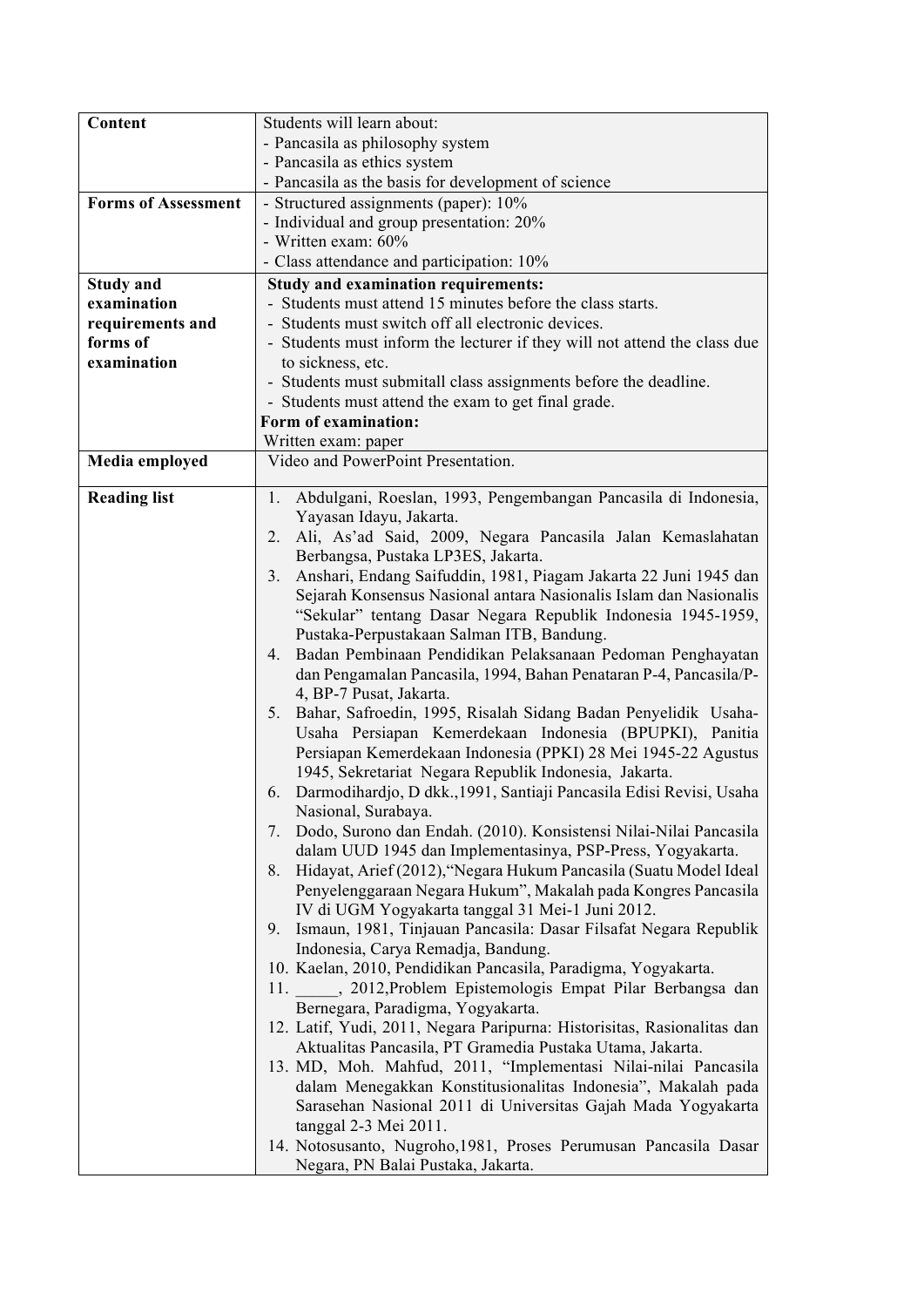| | |
|---|---|
| **Content** | Students will learn about:<br>- Pancasila as philosophy system<br>- Pancasila as ethics system<br>- Pancasila as the basis for development of science |
| **Forms of Assessment** | - Structured assignments (paper): 10%<br>- Individual and group presentation: 20%<br>- Written exam: 60%<br>- Class attendance and participation: 10% |
| **Study and examination requirements and forms of examination** | **Study and examination requirements:**<br>- Students must attend 15 minutes before the class starts.<br>- Students must switch off all electronic devices.<br>- Students must inform the lecturer if they will not attend the class due to sickness, etc.<br>- Students must submitall class assignments before the deadline.<br>- Students must attend the exam to get final grade.<br>**Form of examination:**<br>Written exam: paper |
| **Media employed** | Video and PowerPoint Presentation. |
| **Reading list** | 1. Abdulgani, Roeslan, 1993, Pengembangan Pancasila di Indonesia, Yayasan Idayu, Jakarta.<br>2. Ali, As'ad Said, 2009, Negara Pancasila Jalan Kemaslahatan Berbangsa, Pustaka LP3ES, Jakarta.<br>3. Anshari, Endang Saifuddin, 1981, Piagam Jakarta 22 Juni 1945 dan Sejarah Konsensus Nasional antara Nasionalis Islam dan Nasionalis "Sekular" tentang Dasar Negara Republik Indonesia 1945-1959, Pustaka-Perpustakaan Salman ITB, Bandung.<br>4. Badan Pembinaan Pendidikan Pelaksanaan Pedoman Penghayatan dan Pengamalan Pancasila, 1994, Bahan Penataran P-4, Pancasila/P-4, BP-7 Pusat, Jakarta.<br>5. Bahar, Safroedin, 1995, Risalah Sidang Badan Penyelidik Usaha-Usaha Persiapan Kemerdekaan Indonesia (BPUPKI), Panitia Persiapan Kemerdekaan Indonesia (PPKI) 28 Mei 1945-22 Agustus 1945, Sekretariat Negara Republik Indonesia, Jakarta.<br>6. Darmodihardjo, D dkk.,1991, Santiaji Pancasila Edisi Revisi, Usaha Nasional, Surabaya.<br>7. Dodo, Surono dan Endah. (2010). Konsistensi Nilai-Nilai Pancasila dalam UUD 1945 dan Implementasinya, PSP-Press, Yogyakarta.<br>8. Hidayat, Arief (2012),"Negara Hukum Pancasila (Suatu Model Ideal Penyelenggaraan Negara Hukum", Makalah pada Kongres Pancasila IV di UGM Yogyakarta tanggal 31 Mei-1 Juni 2012.<br>9. Ismaun, 1981, Tinjauan Pancasila: Dasar Filsafat Negara Republik Indonesia, Carya Remadja, Bandung.<br>10. Kaelan, 2010, Pendidikan Pancasila, Paradigma, Yogyakarta.<br>11. _____, 2012,Problem Epistemologis Empat Pilar Berbangsa dan Bernegara, Paradigma, Yogyakarta.<br>12. Latif, Yudi, 2011, Negara Paripurna: Historisitas, Rasionalitas dan Aktualitas Pancasila, PT Gramedia Pustaka Utama, Jakarta.<br>13. MD, Moh. Mahfud, 2011, "Implementasi Nilai-nilai Pancasila dalam Menegakkan Konstitusionalitas Indonesia", Makalah pada Sarasehan Nasional 2011 di Universitas Gajah Mada Yogyakarta tanggal 2-3 Mei 2011.<br>14. Notosusanto, Nugroho,1981, Proses Perumusan Pancasila Dasar Negara, PN Balai Pustaka, Jakarta. |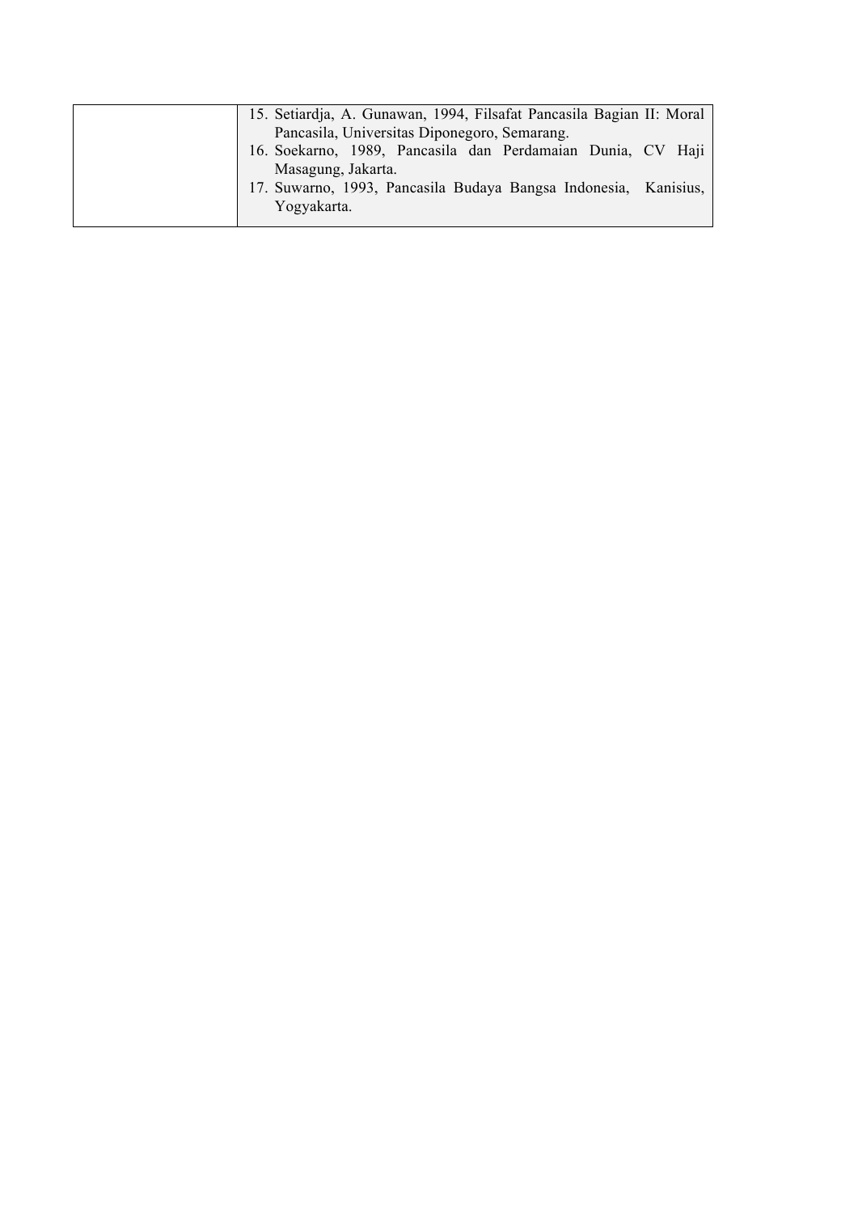| | |
|---|---|
| | 15. Setiardja, A. Gunawan, 1994, Filsafat Pancasila Bagian II: Moral Pancasila, Universitas Diponegoro, Semarang.<br>16. Soekarno, 1989, Pancasila dan Perdamaian Dunia, CV Haji Masagung, Jakarta.<br>17. Suwarno, 1993, Pancasila Budaya Bangsa Indonesia, Kanisius, Yogyakarta. |